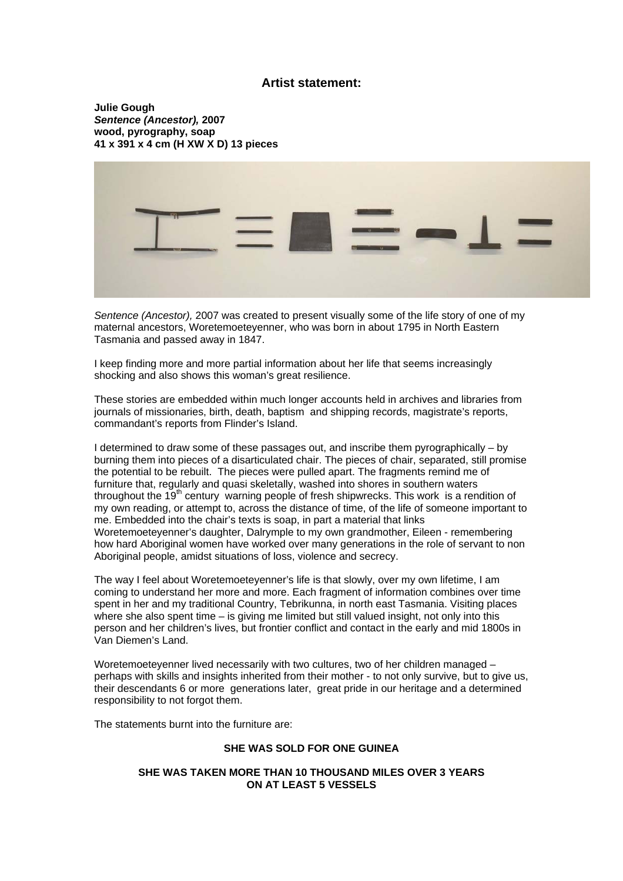## Artist statement:

**Julie Gough**
***Sentence (Ancestor),* 2007**
**wood, pyrography, soap**
**41 x 391 x 4 cm (H XW X D) 13 pieces**

*Sentence (Ancestor),* 2007 was created to present visually some of the life story of one of my maternal ancestors, Woretemoeteyenner, who was born in about 1795 in North Eastern Tasmania and passed away in 1847.

I keep finding more and more partial information about her life that seems increasingly shocking and also shows this woman's great resilience.

These stories are embedded within much longer accounts held in archives and libraries from journals of missionaries, birth, death, baptism and shipping records, magistrate's reports, commandant's reports from Flinder's Island.

I determined to draw some of these passages out, and inscribe them pyrographically – by burning them into pieces of a disarticulated chair. The pieces of chair, separated, still promise the potential to be rebuilt. The pieces were pulled apart. The fragments remind me of furniture that, regularly and quasi skeletally, washed into shores in southern waters throughout the 19th century warning people of fresh shipwrecks. This work is a rendition of my own reading, or attempt to, across the distance of time, of the life of someone important to me. Embedded into the chair's texts is soap, in part a material that links Woretemoeteyenner's daughter, Dalrymple to my own grandmother, Eileen - remembering how hard Aboriginal women have worked over many generations in the role of servant to non Aboriginal people, amidst situations of loss, violence and secrecy.

The way I feel about Woretemoeteyenner's life is that slowly, over my own lifetime, I am coming to understand her more and more. Each fragment of information combines over time spent in her and my traditional Country, Tebrikunna, in north east Tasmania. Visiting places where she also spent time – is giving me limited but still valued insight, not only into this person and her children's lives, but frontier conflict and contact in the early and mid 1800s in Van Diemen's Land.

Woretemoeteyenner lived necessarily with two cultures, two of her children managed – perhaps with skills and insights inherited from their mother - to not only survive, but to give us, their descendants 6 or more generations later, great pride in our heritage and a determined responsibility to not forgot them.

The statements burnt into the furniture are:

**SHE WAS SOLD FOR ONE GUINEA**

**SHE WAS TAKEN MORE THAN 10 THOUSAND MILES OVER 3 YEARS ON AT LEAST 5 VESSELS**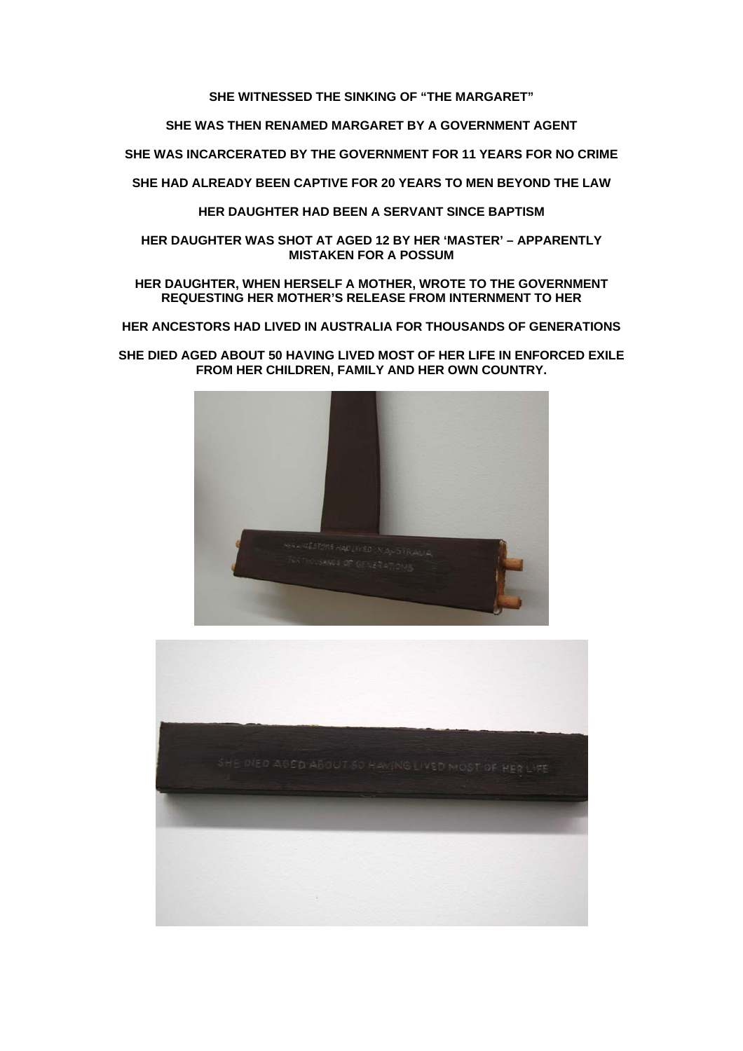**SHE WITNESSED THE SINKING OF "THE MARGARET"**

**SHE WAS THEN RENAMED MARGARET BY A GOVERNMENT AGENT**

**SHE WAS INCARCERATED BY THE GOVERNMENT FOR 11 YEARS FOR NO CRIME**

**SHE HAD ALREADY BEEN CAPTIVE FOR 20 YEARS TO MEN BEYOND THE LAW**

**HER DAUGHTER HAD BEEN A SERVANT SINCE BAPTISM**

**HER DAUGHTER WAS SHOT AT AGED 12 BY HER 'MASTER' – APPARENTLY MISTAKEN FOR A POSSUM**

**HER DAUGHTER, WHEN HERSELF A MOTHER, WROTE TO THE GOVERNMENT REQUESTING HER MOTHER'S RELEASE FROM INTERNMENT TO HER**

**HER ANCESTORS HAD LIVED IN AUSTRALIA FOR THOUSANDS OF GENERATIONS**

**SHE DIED AGED ABOUT 50 HAVING LIVED MOST OF HER LIFE IN ENFORCED EXILE FROM HER CHILDREN, FAMILY AND HER OWN COUNTRY.**